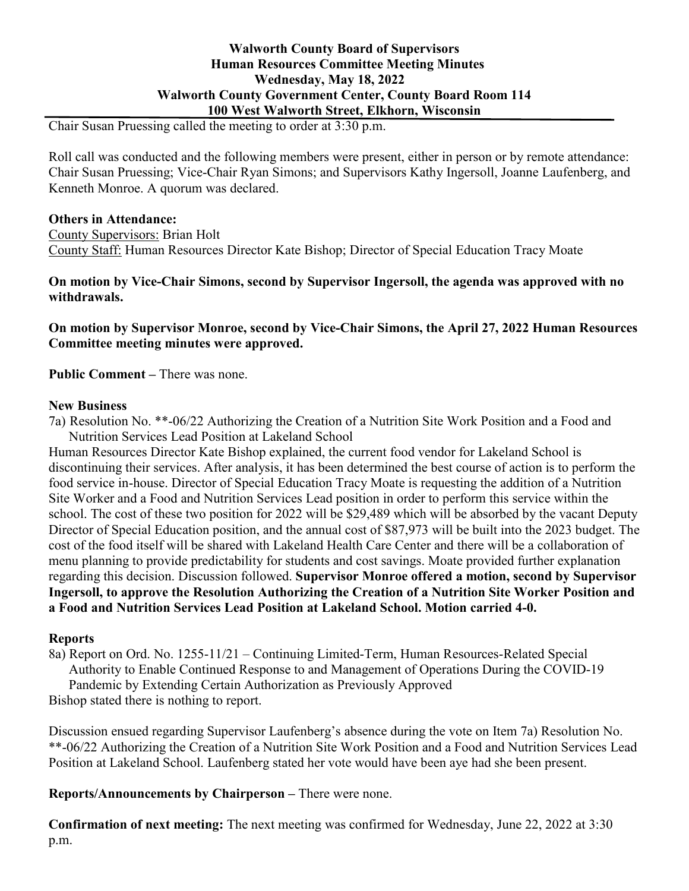**Walworth County Board of Supervisors**
**Human Resources Committee Meeting Minutes**
**Wednesday, May 18, 2022**
**Walworth County Government Center, County Board Room 114**
**100 West Walworth Street, Elkhorn, Wisconsin**

Chair Susan Pruessing called the meeting to order at 3:30 p.m.

Roll call was conducted and the following members were present, either in person or by remote attendance: Chair Susan Pruessing; Vice-Chair Ryan Simons; and Supervisors Kathy Ingersoll, Joanne Laufenberg, and Kenneth Monroe. A quorum was declared.

**Others in Attendance:**
County Supervisors: Brian Holt
County Staff: Human Resources Director Kate Bishop; Director of Special Education Tracy Moate

**On motion by Vice-Chair Simons, second by Supervisor Ingersoll, the agenda was approved with no withdrawals.**

**On motion by Supervisor Monroe, second by Vice-Chair Simons, the April 27, 2022 Human Resources Committee meeting minutes were approved.**

**Public Comment –** There was none.

**New Business**

7a) Resolution No. **-06/22 Authorizing the Creation of a Nutrition Site Work Position and a Food and Nutrition Services Lead Position at Lakeland School

Human Resources Director Kate Bishop explained, the current food vendor for Lakeland School is discontinuing their services. After analysis, it has been determined the best course of action is to perform the food service in-house. Director of Special Education Tracy Moate is requesting the addition of a Nutrition Site Worker and a Food and Nutrition Services Lead position in order to perform this service within the school. The cost of these two position for 2022 will be $29,489 which will be absorbed by the vacant Deputy Director of Special Education position, and the annual cost of $87,973 will be built into the 2023 budget. The cost of the food itself will be shared with Lakeland Health Care Center and there will be a collaboration of menu planning to provide predictability for students and cost savings. Moate provided further explanation regarding this decision. Discussion followed. **Supervisor Monroe offered a motion, second by Supervisor Ingersoll, to approve the Resolution Authorizing the Creation of a Nutrition Site Worker Position and a Food and Nutrition Services Lead Position at Lakeland School. Motion carried 4-0.**

**Reports**

8a) Report on Ord. No. 1255-11/21 – Continuing Limited-Term, Human Resources-Related Special Authority to Enable Continued Response to and Management of Operations During the COVID-19 Pandemic by Extending Certain Authorization as Previously Approved

Bishop stated there is nothing to report.

Discussion ensued regarding Supervisor Laufenberg's absence during the vote on Item 7a) Resolution No. **-06/22 Authorizing the Creation of a Nutrition Site Work Position and a Food and Nutrition Services Lead Position at Lakeland School. Laufenberg stated her vote would have been aye had she been present.

**Reports/Announcements by Chairperson –** There were none.

**Confirmation of next meeting:** The next meeting was confirmed for Wednesday, June 22, 2022 at 3:30 p.m.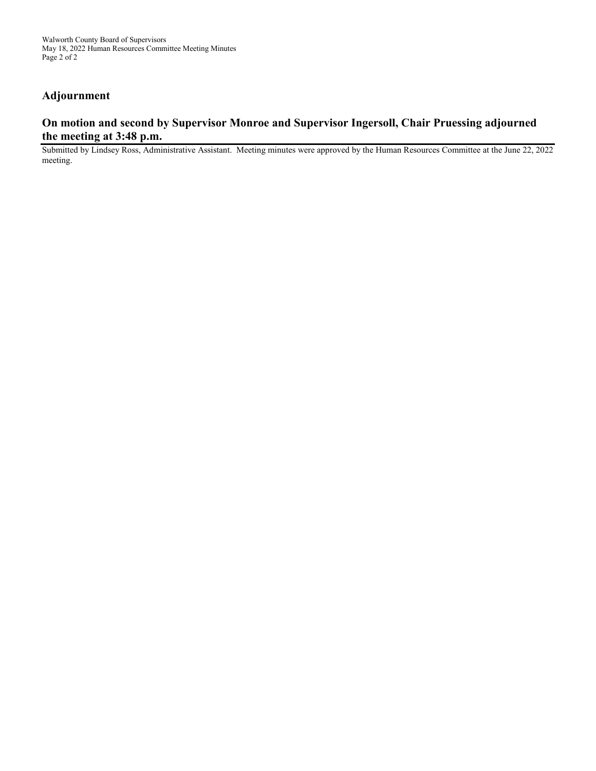## Adjournment

**On motion and second by Supervisor Monroe and Supervisor Ingersoll, Chair Pruessing adjourned the meeting at 3:48 p.m.**

---

Submitted by Lindsey Ross, Administrative Assistant. Meeting minutes were approved by the Human Resources Committee at the June 22, 2022 meeting.